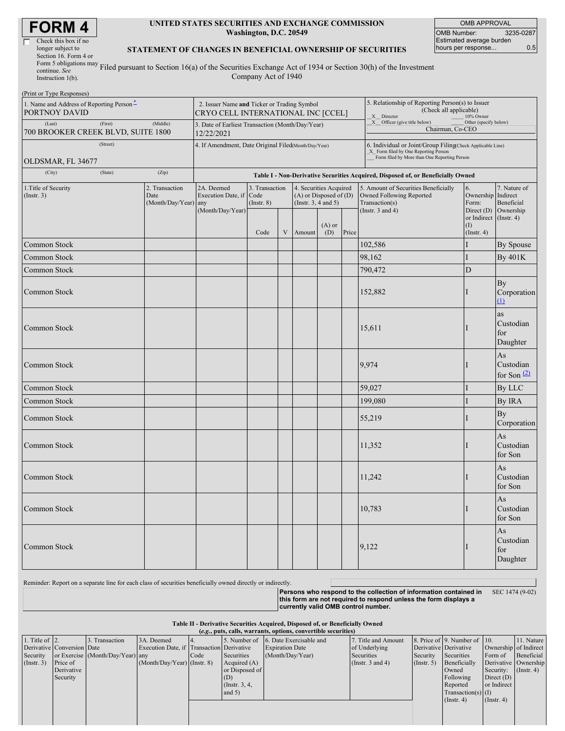# FORM 4

☐ Check this box if no longer subject to Section 16. Form 4 or Form 5 obligations may continue. *See* Instruction 1(b).

**UNITED STATES SECURITIES AND EXCHANGE COMMISSION**
**Washington, D.C. 20549**

**STATEMENT OF CHANGES IN BENEFICIAL OWNERSHIP OF SECURITIES**

Filed pursuant to Section 16(a) of the Securities Exchange Act of 1934 or Section 30(h) of the Investment Company Act of 1940

| OMB APPROVAL | |
|---|---|
| OMB Number: | 3235-0287 |
| Estimated average burden hours per response... | 0.5 |

(Print or Type Responses)

| 1. Name and Address of Reporting Person* | 2. Issuer Name and Ticker or Trading Symbol | 5. Relationship of Reporting Person(s) to Issuer (Check all applicable) |
|---|---|---|
| PORTNOY DAVID | CRYO CELL INTERNATIONAL INC [CCEL] | X Director; 10% Owner; X Officer (give title below); Other (specify below) |
| (Last) (First) (Middle) 700 BROOKER CREEK BLVD, SUITE 1800 | 3. Date of Earliest Transaction (Month/Day/Year) 12/22/2021 | Chairman, Co-CEO |
| (Street) OLDSMAR, FL 34677 | 4. If Amendment, Date Original Filed (Month/Day/Year) | 6. Individual or Joint/Group Filing (Check Applicable Line) X Form filed by One Reporting Person; Form filed by More than One Reporting Person |
| (City) (State) (Zip) | | |

**Table I - Non-Derivative Securities Acquired, Disposed of, or Beneficially Owned**

| 1.Title of Security (Instr. 3) | 2. Transaction Date (Month/Day/Year) | 2A. Deemed Execution Date, if any (Month/Day/Year) | 3. Transaction Code (Instr. 8) | | 4. Securities Acquired (A) or Disposed of (D) (Instr. 3, 4 and 5) | | | 5. Amount of Securities Beneficially Owned Following Reported Transaction(s) (Instr. 3 and 4) | 6. Ownership Form: Direct (D) or Indirect (I) (Instr. 4) | 7. Nature of Indirect Beneficial Ownership (Instr. 4) |
|---|---|---|---|---|---|---|---|---|---|---|
| | | | Code | V | Amount | (A) or (D) | Price | | | |
| Common Stock | | | | | | | | 102,586 | I | By Spouse |
| Common Stock | | | | | | | | 98,162 | I | By 401K |
| Common Stock | | | | | | | | 790,472 | D | |
| Common Stock | | | | | | | | 152,882 | I | By Corporation (1) |
| Common Stock | | | | | | | | 15,611 | I | as Custodian for Daughter |
| Common Stock | | | | | | | | 9,974 | I | As Custodian for Son (2) |
| Common Stock | | | | | | | | 59,027 | I | By LLC |
| Common Stock | | | | | | | | 199,080 | I | By IRA |
| Common Stock | | | | | | | | 55,219 | I | By Corporation |
| Common Stock | | | | | | | | 11,352 | I | As Custodian for Son |
| Common Stock | | | | | | | | 11,242 | I | As Custodian for Son |
| Common Stock | | | | | | | | 10,783 | I | As Custodian for Son |
| Common Stock | | | | | | | | 9,122 | I | As Custodian for Daughter |

Reminder: Report on a separate line for each class of securities beneficially owned directly or indirectly.

**Persons who respond to the collection of information contained in this form are not required to respond unless the form displays a currently valid OMB control number.** SEC 1474 (9-02)

**Table II - Derivative Securities Acquired, Disposed of, or Beneficially Owned**
**(*e.g.*, puts, calls, warrants, options, convertible securities)**

| 1. Title of Derivative Security (Instr. 3) | 2. Conversion or Exercise Price of Derivative Security | 3. Transaction Date (Month/Day/Year) | 3A. Deemed Execution Date, if any (Month/Day/Year) | 4. Transaction Code (Instr. 8) | 5. Number of Derivative Securities Acquired (A) or Disposed of (D) (Instr. 3, 4, and 5) | 6. Date Exercisable and Expiration Date (Month/Day/Year) | 7. Title and Amount of Underlying Securities (Instr. 3 and 4) | 8. Price of Derivative Security (Instr. 5) | 9. Number of Derivative Securities Beneficially Owned Following Reported Transaction(s) (Instr. 4) | 10. Ownership Form of Derivative Security: Direct (D) or Indirect (I) (Instr. 4) | 11. Nature of Indirect Beneficial Ownership (Instr. 4) |
|---|---|---|---|---|---|---|---|---|---|---|---|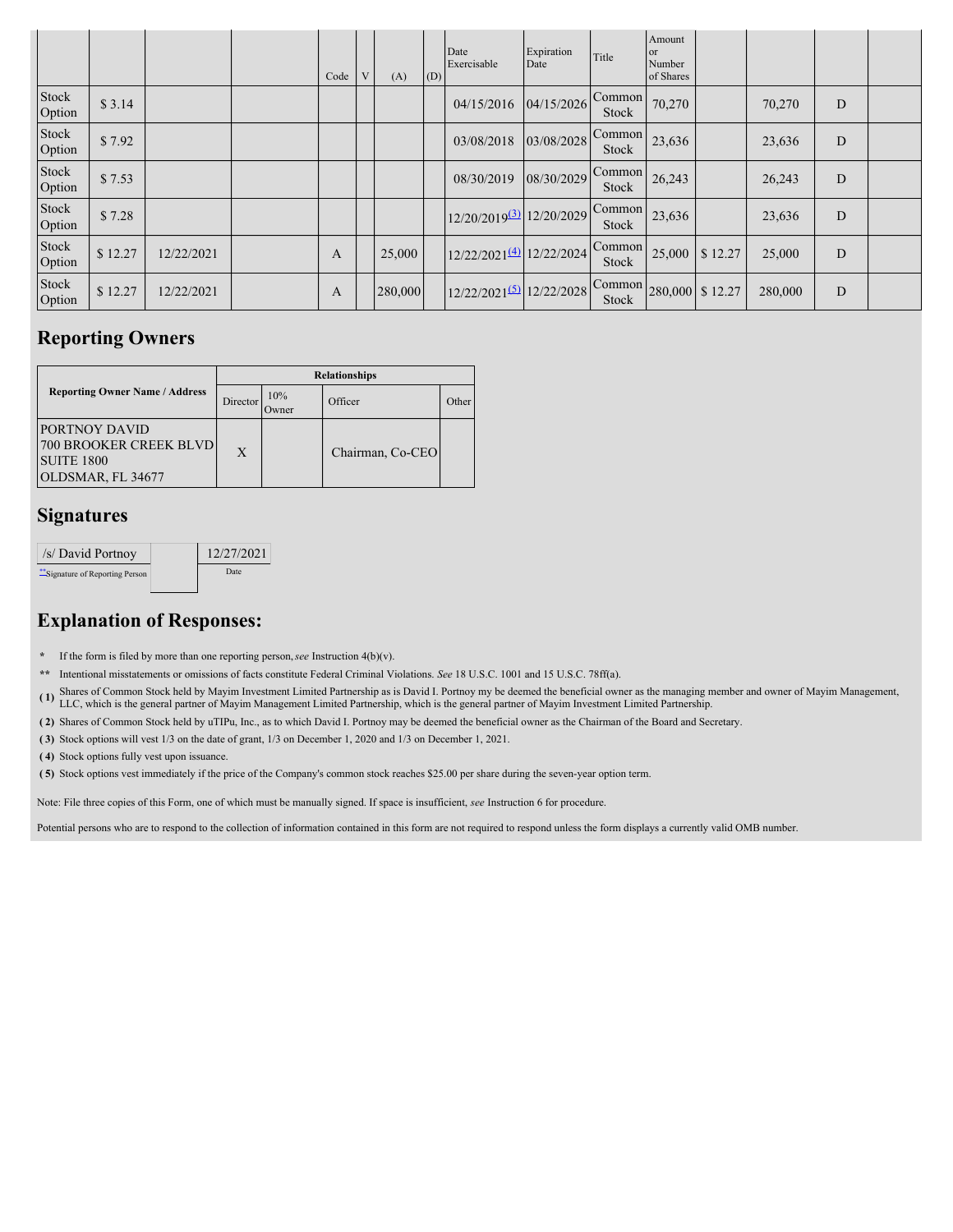| | | | | Code | V | (A) | (D) | Date Exercisable | Expiration Date | Title | Amount or Number of Shares | | | | |
|---|---|---|---|---|---|---|---|---|---|---|---|---|---|---|---|
| Stock Option | $ 3.14 | | | | | | | 04/15/2016 | 04/15/2026 | Common Stock | 70,270 | | 70,270 | D | |
| Stock Option | $ 7.92 | | | | | | | 03/08/2018 | 03/08/2028 | Common Stock | 23,636 | | 23,636 | D | |
| Stock Option | $ 7.53 | | | | | | | 08/30/2019 | 08/30/2029 | Common Stock | 26,243 | | 26,243 | D | |
| Stock Option | $ 7.28 | | | | | | | 12/20/2019[(3)] | 12/20/2029 | Common Stock | 23,636 | | 23,636 | D | |
| Stock Option | $ 12.27 | 12/22/2021 | | A | | 25,000 | | 12/22/2021[(4)] | 12/22/2024 | Common Stock | 25,000 | $ 12.27 | 25,000 | D | |
| Stock Option | $ 12.27 | 12/22/2021 | | A | | 280,000 | | 12/22/2021[(5)] | 12/22/2028 | Common Stock | 280,000 | $ 12.27 | 280,000 | D | |

## Reporting Owners

| Reporting Owner Name / Address | Relationships | | | |
|---|---|---|---|---|
| | Director | 10% Owner | Officer | Other |
| PORTNOY DAVID<br>700 BROOKER CREEK BLVD<br>SUITE 1800<br>OLDSMAR, FL 34677 | X | | Chairman, Co-CEO | |

## Signatures

| /s/ David Portnoy | | 12/27/2021 |
|---|---|---|
| **Signature of Reporting Person | | Date |

## Explanation of Responses:

\* If the form is filed by more than one reporting person, *see* Instruction 4(b)(v).

** Intentional misstatements or omissions of facts constitute Federal Criminal Violations. *See* 18 U.S.C. 1001 and 15 U.S.C. 78ff(a).

( 1) Shares of Common Stock held by Mayim Investment Limited Partnership as is David I. Portnoy my be deemed the beneficial owner as the managing member and owner of Mayim Management, LLC, which is the general partner of Mayim Management Limited Partnership, which is the general partner of Mayim Investment Limited Partnership.

( 2) Shares of Common Stock held by uTIPu, Inc., as to which David I. Portnoy may be deemed the beneficial owner as the Chairman of the Board and Secretary.

( 3) Stock options will vest 1/3 on the date of grant, 1/3 on December 1, 2020 and 1/3 on December 1, 2021.

( 4) Stock options fully vest upon issuance.

( 5) Stock options vest immediately if the price of the Company's common stock reaches $25.00 per share during the seven-year option term.

Note: File three copies of this Form, one of which must be manually signed. If space is insufficient, *see* Instruction 6 for procedure.

Potential persons who are to respond to the collection of information contained in this form are not required to respond unless the form displays a currently valid OMB number.